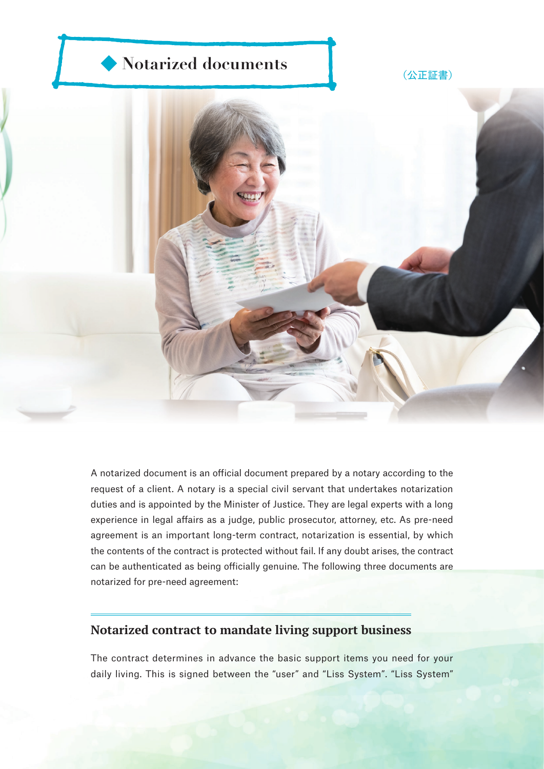# ◆ Notarized documents

（公正証書）

A notarized document is an official document prepared by a notary according to the request of a client. A notary is a special civil servant that undertakes notarization duties and is appointed by the Minister of Justice. They are legal experts with a long experience in legal affairs as a judge, public prosecutor, attorney, etc. As pre-need agreement is an important long-term contract, notarization is essential, by which the contents of the contract is protected without fail. If any doubt arises, the contract can be authenticated as being officially genuine. The following three documents are notarized for pre-need agreement:

## Notarized contract to mandate living support business

The contract determines in advance the basic support items you need for your daily living. This is signed between the "user" and "Liss System". "Liss System"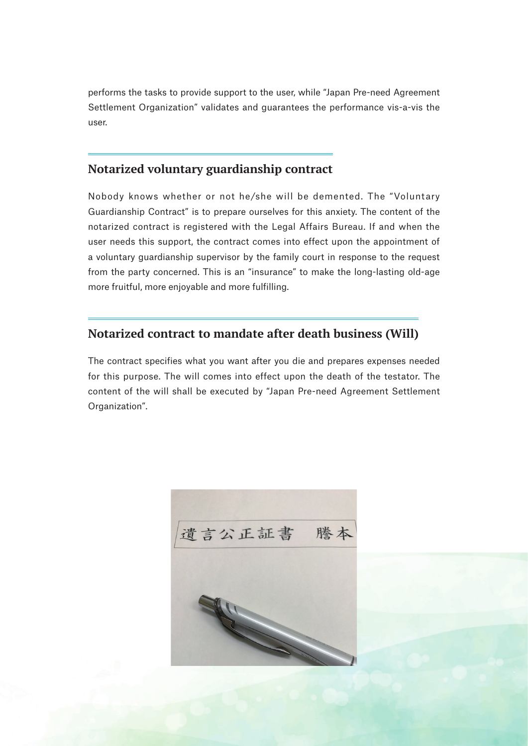performs the tasks to provide support to the user, while "Japan Pre-need Agreement Settlement Organization" validates and guarantees the performance vis-a-vis the user.

## Notarized voluntary guardianship contract

Nobody knows whether or not he/she will be demented. The "Voluntary Guardianship Contract" is to prepare ourselves for this anxiety. The content of the notarized contract is registered with the Legal Affairs Bureau. If and when the user needs this support, the contract comes into effect upon the appointment of a voluntary guardianship supervisor by the family court in response to the request from the party concerned. This is an "insurance" to make the long-lasting old-age more fruitful, more enjoyable and more fulfilling.

## Notarized contract to mandate after death business (Will)

The contract specifies what you want after you die and prepares expenses needed for this purpose. The will comes into effect upon the death of the testator. The content of the will shall be executed by "Japan Pre-need Agreement Settlement Organization".